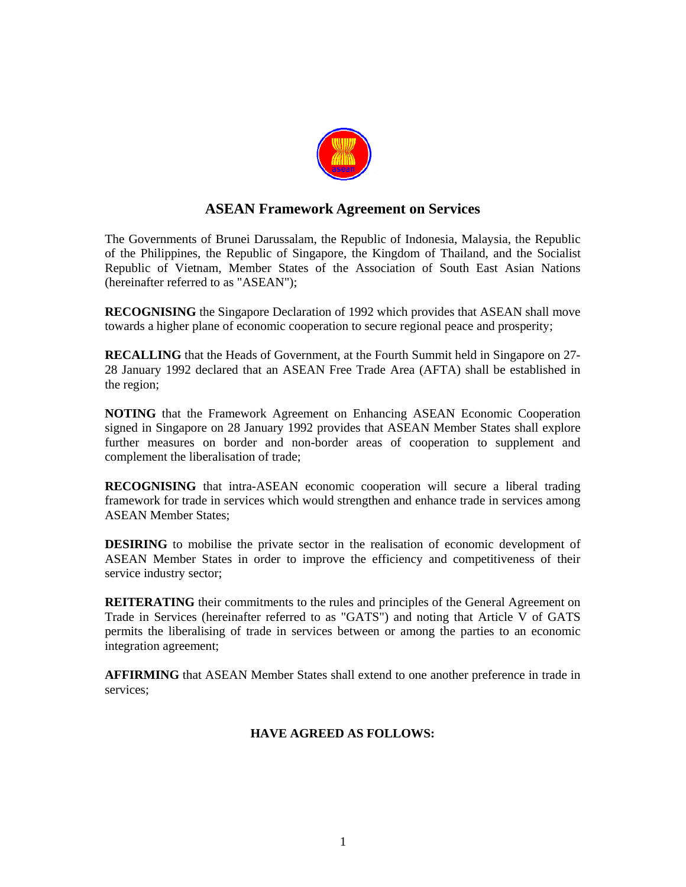# ASEAN Framework Agreement on Services

The Governments of Brunei Darussalam, the Republic of Indonesia, Malaysia, the Republic of the Philippines, the Republic of Singapore, the Kingdom of Thailand, and the Socialist Republic of Vietnam, Member States of the Association of South East Asian Nations (hereinafter referred to as "ASEAN");

**RECOGNISING** the Singapore Declaration of 1992 which provides that ASEAN shall move towards a higher plane of economic cooperation to secure regional peace and prosperity;

**RECALLING** that the Heads of Government, at the Fourth Summit held in Singapore on 27-28 January 1992 declared that an ASEAN Free Trade Area (AFTA) shall be established in the region;

**NOTING** that the Framework Agreement on Enhancing ASEAN Economic Cooperation signed in Singapore on 28 January 1992 provides that ASEAN Member States shall explore further measures on border and non-border areas of cooperation to supplement and complement the liberalisation of trade;

**RECOGNISING** that intra-ASEAN economic cooperation will secure a liberal trading framework for trade in services which would strengthen and enhance trade in services among ASEAN Member States;

**DESIRING** to mobilise the private sector in the realisation of economic development of ASEAN Member States in order to improve the efficiency and competitiveness of their service industry sector;

**REITERATING** their commitments to the rules and principles of the General Agreement on Trade in Services (hereinafter referred to as "GATS") and noting that Article V of GATS permits the liberalising of trade in services between or among the parties to an economic integration agreement;

**AFFIRMING** that ASEAN Member States shall extend to one another preference in trade in services;

**HAVE AGREED AS FOLLOWS:**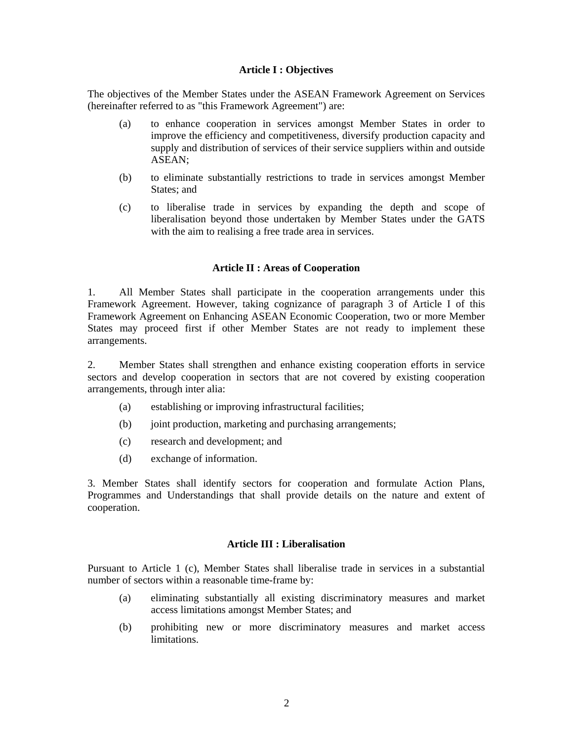## Article I : Objectives

The objectives of the Member States under the ASEAN Framework Agreement on Services (hereinafter referred to as "this Framework Agreement") are:

(a) to enhance cooperation in services amongst Member States in order to improve the efficiency and competitiveness, diversify production capacity and supply and distribution of services of their service suppliers within and outside ASEAN;

(b) to eliminate substantially restrictions to trade in services amongst Member States; and

(c) to liberalise trade in services by expanding the depth and scope of liberalisation beyond those undertaken by Member States under the GATS with the aim to realising a free trade area in services.

## Article II : Areas of Cooperation

1. All Member States shall participate in the cooperation arrangements under this Framework Agreement. However, taking cognizance of paragraph 3 of Article I of this Framework Agreement on Enhancing ASEAN Economic Cooperation, two or more Member States may proceed first if other Member States are not ready to implement these arrangements.

2. Member States shall strengthen and enhance existing cooperation efforts in service sectors and develop cooperation in sectors that are not covered by existing cooperation arrangements, through inter alia:

(a) establishing or improving infrastructural facilities;

(b) joint production, marketing and purchasing arrangements;

(c) research and development; and

(d) exchange of information.

3. Member States shall identify sectors for cooperation and formulate Action Plans, Programmes and Understandings that shall provide details on the nature and extent of cooperation.

## Article III : Liberalisation

Pursuant to Article 1 (c), Member States shall liberalise trade in services in a substantial number of sectors within a reasonable time-frame by:

(a) eliminating substantially all existing discriminatory measures and market access limitations amongst Member States; and

(b) prohibiting new or more discriminatory measures and market access limitations.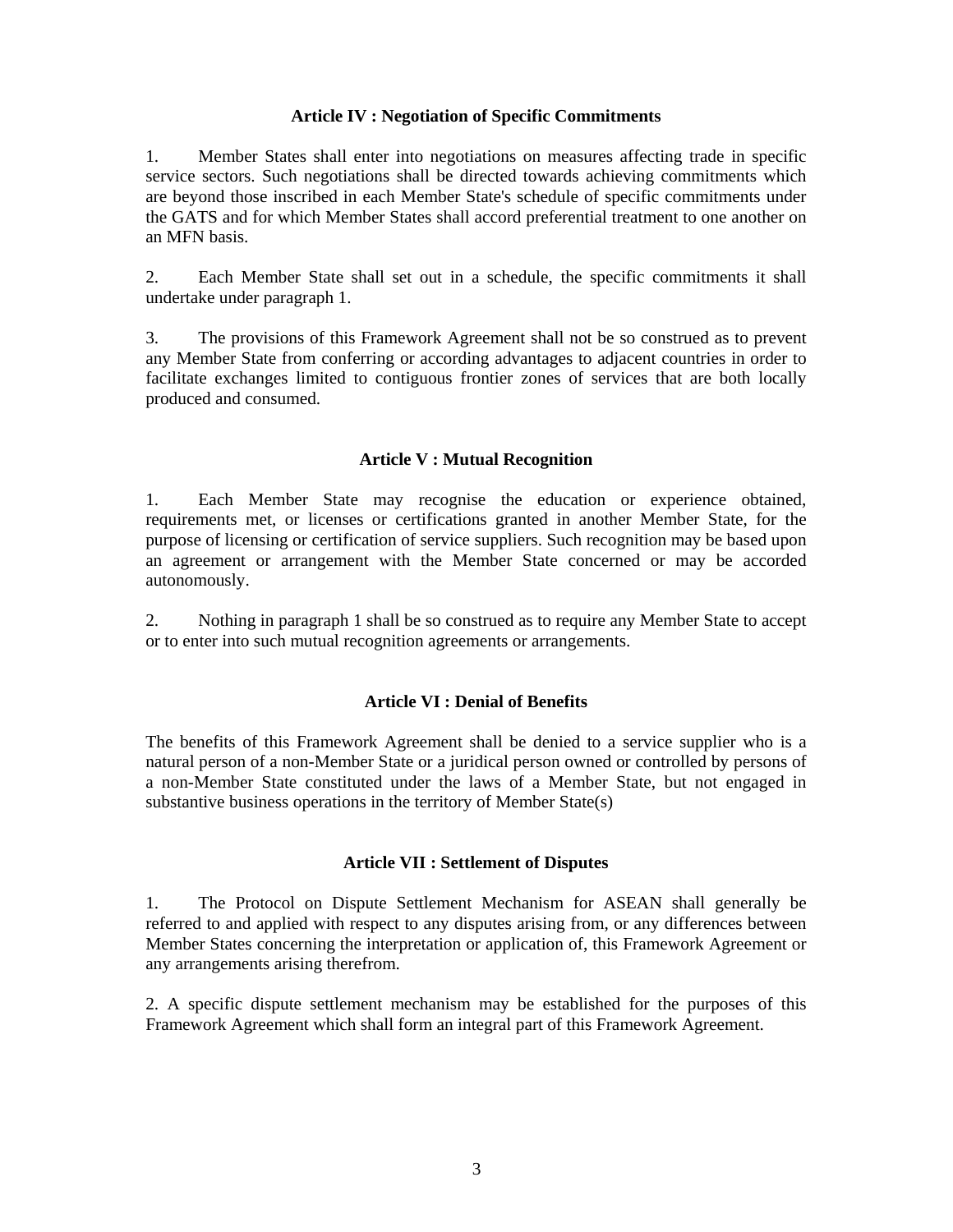### Article IV : Negotiation of Specific Commitments

1. Member States shall enter into negotiations on measures affecting trade in specific service sectors. Such negotiations shall be directed towards achieving commitments which are beyond those inscribed in each Member State's schedule of specific commitments under the GATS and for which Member States shall accord preferential treatment to one another on an MFN basis.

2. Each Member State shall set out in a schedule, the specific commitments it shall undertake under paragraph 1.

3. The provisions of this Framework Agreement shall not be so construed as to prevent any Member State from conferring or according advantages to adjacent countries in order to facilitate exchanges limited to contiguous frontier zones of services that are both locally produced and consumed.

### Article V : Mutual Recognition

1. Each Member State may recognise the education or experience obtained, requirements met, or licenses or certifications granted in another Member State, for the purpose of licensing or certification of service suppliers. Such recognition may be based upon an agreement or arrangement with the Member State concerned or may be accorded autonomously.

2. Nothing in paragraph 1 shall be so construed as to require any Member State to accept or to enter into such mutual recognition agreements or arrangements.

### Article VI : Denial of Benefits

The benefits of this Framework Agreement shall be denied to a service supplier who is a natural person of a non-Member State or a juridical person owned or controlled by persons of a non-Member State constituted under the laws of a Member State, but not engaged in substantive business operations in the territory of Member State(s)

### Article VII : Settlement of Disputes

1. The Protocol on Dispute Settlement Mechanism for ASEAN shall generally be referred to and applied with respect to any disputes arising from, or any differences between Member States concerning the interpretation or application of, this Framework Agreement or any arrangements arising therefrom.

2. A specific dispute settlement mechanism may be established for the purposes of this Framework Agreement which shall form an integral part of this Framework Agreement.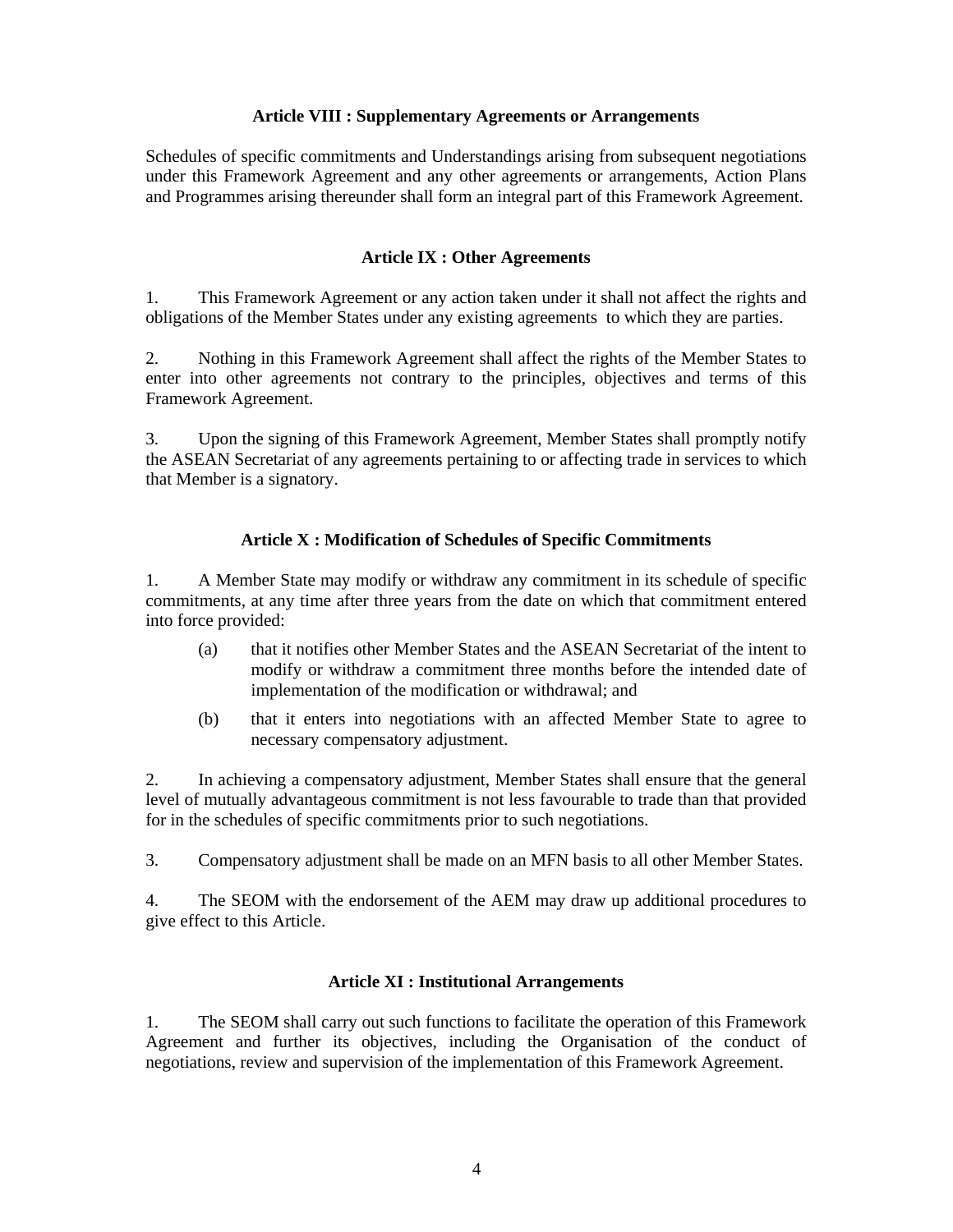### Article VIII : Supplementary Agreements or Arrangements

Schedules of specific commitments and Understandings arising from subsequent negotiations under this Framework Agreement and any other agreements or arrangements, Action Plans and Programmes arising thereunder shall form an integral part of this Framework Agreement.

### Article IX : Other Agreements

1. This Framework Agreement or any action taken under it shall not affect the rights and obligations of the Member States under any existing agreements to which they are parties.

2. Nothing in this Framework Agreement shall affect the rights of the Member States to enter into other agreements not contrary to the principles, objectives and terms of this Framework Agreement.

3. Upon the signing of this Framework Agreement, Member States shall promptly notify the ASEAN Secretariat of any agreements pertaining to or affecting trade in services to which that Member is a signatory.

### Article X : Modification of Schedules of Specific Commitments

1. A Member State may modify or withdraw any commitment in its schedule of specific commitments, at any time after three years from the date on which that commitment entered into force provided:

   (a) that it notifies other Member States and the ASEAN Secretariat of the intent to modify or withdraw a commitment three months before the intended date of implementation of the modification or withdrawal; and

   (b) that it enters into negotiations with an affected Member State to agree to necessary compensatory adjustment.

2. In achieving a compensatory adjustment, Member States shall ensure that the general level of mutually advantageous commitment is not less favourable to trade than that provided for in the schedules of specific commitments prior to such negotiations.

3. Compensatory adjustment shall be made on an MFN basis to all other Member States.

4. The SEOM with the endorsement of the AEM may draw up additional procedures to give effect to this Article.

### Article XI : Institutional Arrangements

1. The SEOM shall carry out such functions to facilitate the operation of this Framework Agreement and further its objectives, including the Organisation of the conduct of negotiations, review and supervision of the implementation of this Framework Agreement.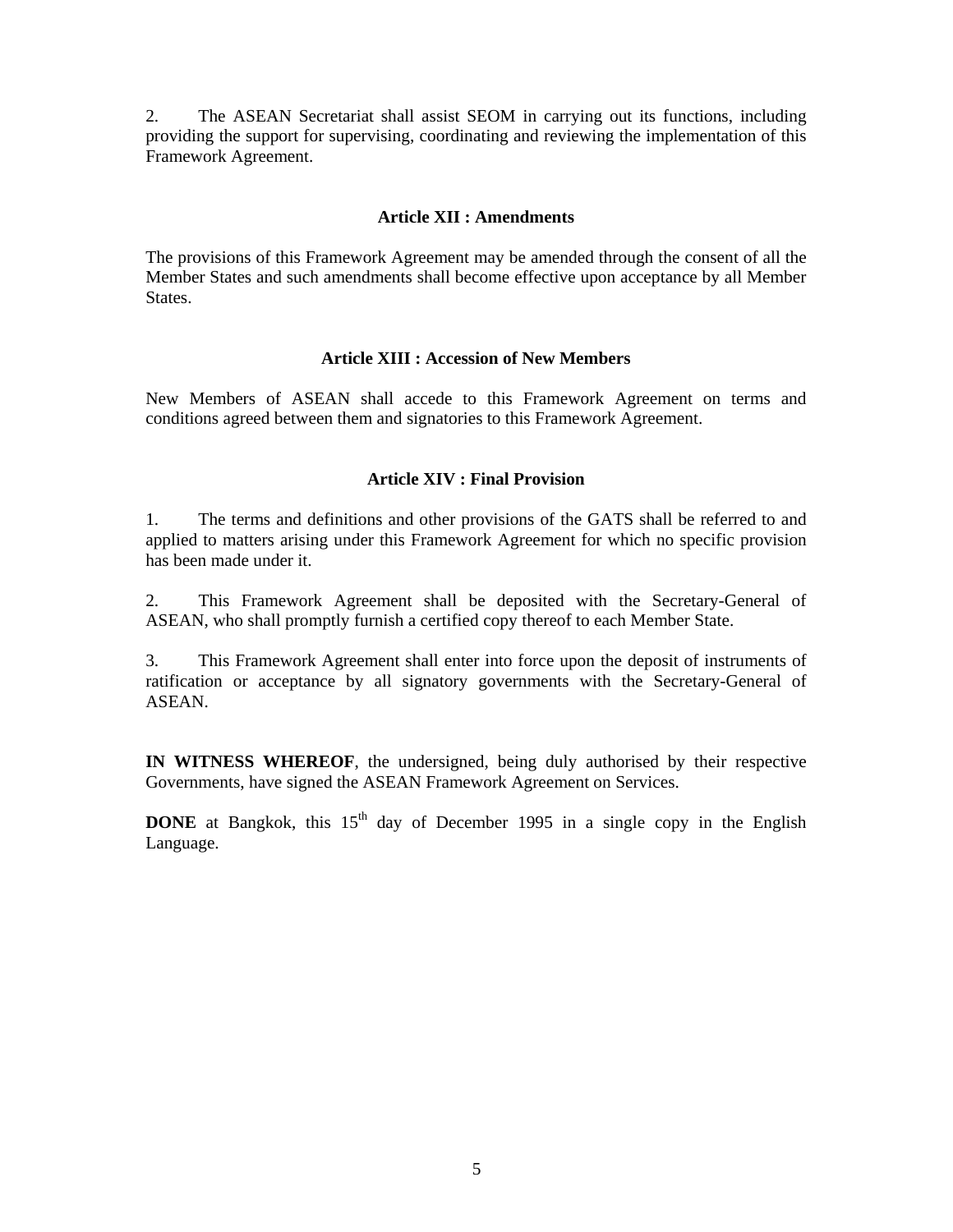2. The ASEAN Secretariat shall assist SEOM in carrying out its functions, including providing the support for supervising, coordinating and reviewing the implementation of this Framework Agreement.

### Article XII : Amendments

The provisions of this Framework Agreement may be amended through the consent of all the Member States and such amendments shall become effective upon acceptance by all Member States.

### Article XIII : Accession of New Members

New Members of ASEAN shall accede to this Framework Agreement on terms and conditions agreed between them and signatories to this Framework Agreement.

### Article XIV : Final Provision

1. The terms and definitions and other provisions of the GATS shall be referred to and applied to matters arising under this Framework Agreement for which no specific provision has been made under it.

2. This Framework Agreement shall be deposited with the Secretary-General of ASEAN, who shall promptly furnish a certified copy thereof to each Member State.

3. This Framework Agreement shall enter into force upon the deposit of instruments of ratification or acceptance by all signatory governments with the Secretary-General of ASEAN.

**IN WITNESS WHEREOF**, the undersigned, being duly authorised by their respective Governments, have signed the ASEAN Framework Agreement on Services.

**DONE** at Bangkok, this 15th day of December 1995 in a single copy in the English Language.